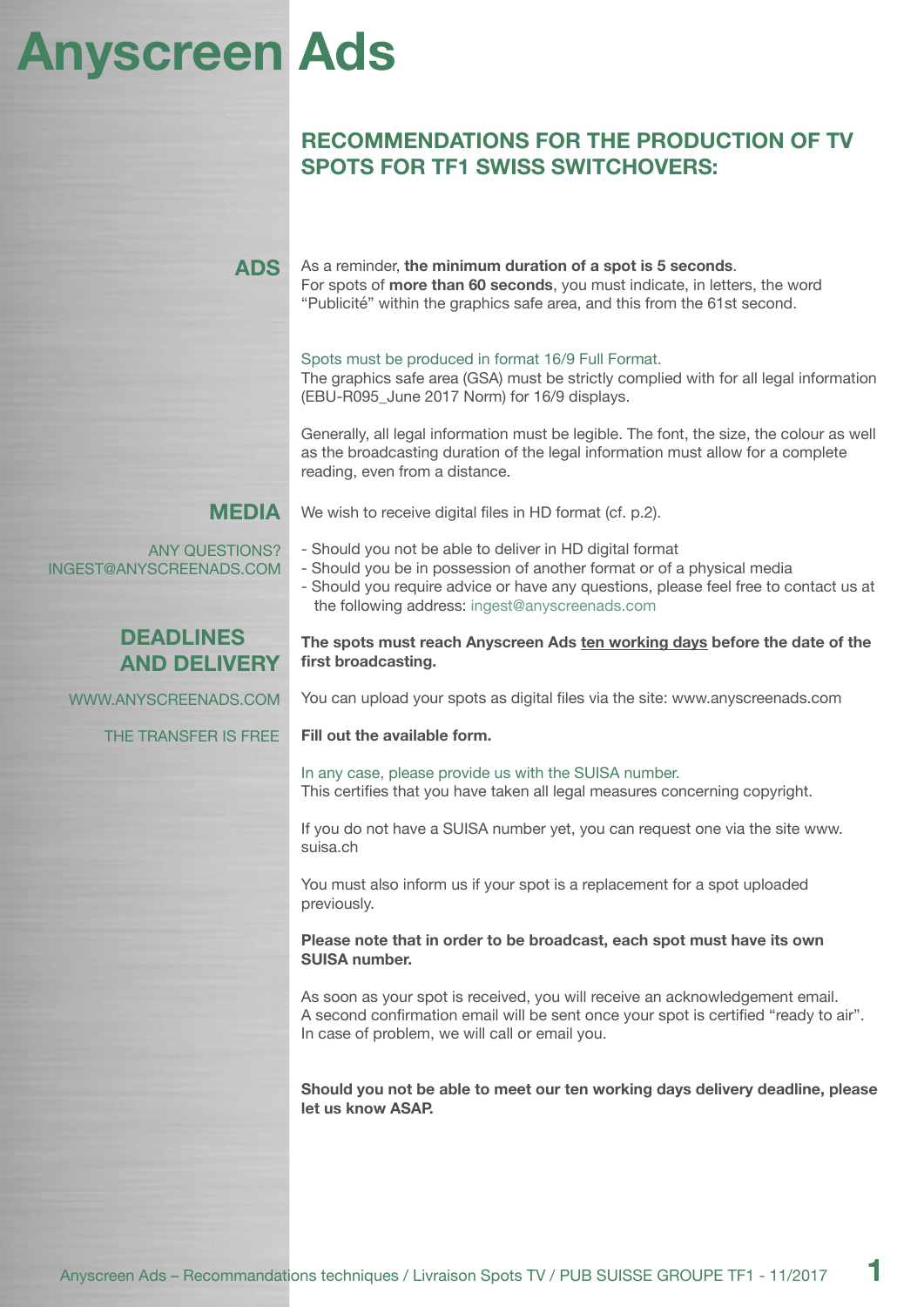# Anyscreen Ads

## RECOMMENDATIONS FOR THE PRODUCTION OF TV SPOTS FOR TF1 SWISS SWITCHOVERS:

### ADS

As a reminder, **the minimum duration of a spot is 5 seconds**.
For spots of **more than 60 seconds**, you must indicate, in letters, the word "Publicité" within the graphics safe area, and this from the 61st second.

Spots must be produced in format 16/9 Full Format.
The graphics safe area (GSA) must be strictly complied with for all legal information (EBU-R095_June 2017 Norm) for 16/9 displays.

Generally, all legal information must be legible. The font, the size, the colour as well as the broadcasting duration of the legal information must allow for a complete reading, even from a distance.

### MEDIA

We wish to receive digital files in HD format (cf. p.2).

ANY QUESTIONS?
INGEST@ANYSCREENADS.COM

- Should you not be able to deliver in HD digital format
- Should you be in possession of another format or of a physical media
- Should you require advice or have any questions, please feel free to contact us at the following address: ingest@anyscreenads.com

### DEADLINES AND DELIVERY

**The spots must reach Anyscreen Ads ten working days before the date of the first broadcasting.**

WWW.ANYSCREENADS.COM

You can upload your spots as digital files via the site: www.anyscreenads.com

THE TRANSFER IS FREE

**Fill out the available form.**

In any case, please provide us with the SUISA number.
This certifies that you have taken all legal measures concerning copyright.

If you do not have a SUISA number yet, you can request one via the site www.suisa.ch

You must also inform us if your spot is a replacement for a spot uploaded previously.

**Please note that in order to be broadcast, each spot must have its own SUISA number.**

As soon as your spot is received, you will receive an acknowledgement email.
A second confirmation email will be sent once your spot is certified "ready to air".
In case of problem, we will call or email you.

**Should you not be able to meet our ten working days delivery deadline, please let us know ASAP.**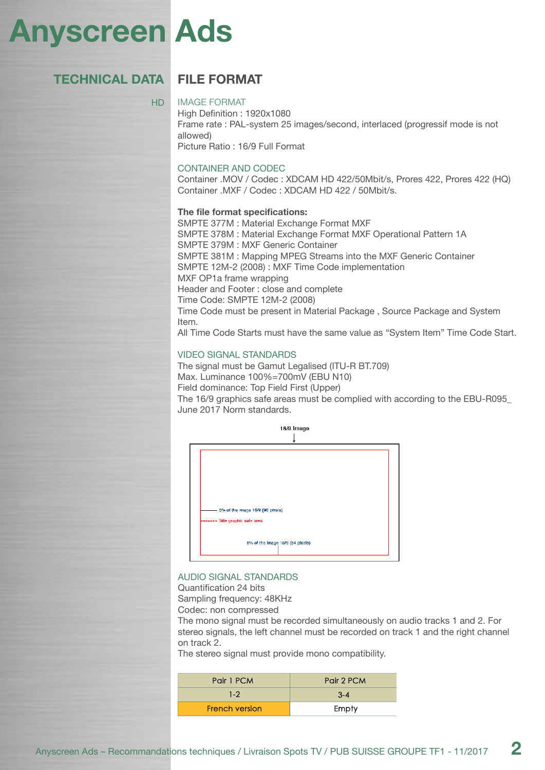# Anyscreen Ads

## TECHNICAL DATA

## FILE FORMAT

HD

### IMAGE FORMAT

High Definition : 1920x1080
Frame rate : PAL-system 25 images/second, interlaced (progressif mode is not allowed)
Picture Ratio : 16/9 Full Format

### CONTAINER AND CODEC

Container .MOV / Codec : XDCAM HD 422/50Mbit/s, Prores 422, Prores 422 (HQ)
Container .MXF / Codec : XDCAM HD 422 / 50Mbit/s.

**The file format specifications:**
SMPTE 377M : Material Exchange Format MXF
SMPTE 378M : Material Exchange Format MXF Operational Pattern 1A
SMPTE 379M : MXF Generic Container
SMPTE 381M : Mapping MPEG Streams into the MXF Generic Container
SMPTE 12M-2 (2008) : MXF Time Code implementation
MXF OP1a frame wrapping
Header and Footer : close and complete
Time Code: SMPTE 12M-2 (2008)
Time Code must be present in Material Package , Source Package and System Item.
All Time Code Starts must have the same value as “System Item” Time Code Start.

### VIDEO SIGNAL STANDARDS

The signal must be Gamut Legalised (ITU-R BT.709)
Max. Luminance 100%=700mV (EBU N10)
Field dominance: Top Field First (Upper)
The 16/9 graphics safe areas must be complied with according to the EBU-R095_ June 2017 Norm standards.

16/9 Image

5% of the image 16/9 (96 pixels)

Title graphic safe area

5% of the image 16/9 (54 pixels)

### AUDIO SIGNAL STANDARDS

Quantification 24 bits
Sampling frequency: 48KHz
Codec: non compressed
The mono signal must be recorded simultaneously on audio tracks 1 and 2. For stereo signals, the left channel must be recorded on track 1 and the right channel on track 2.
The stereo signal must provide mono compatibility.

| Pair 1 PCM | Pair 2 PCM |
|---|---|
| 1-2 | 3-4 |
| French version | Empty |

Anyscreen Ads – Recommandations techniques / Livraison Spots TV / PUB SUISSE GROUPE TF1 - 11/2017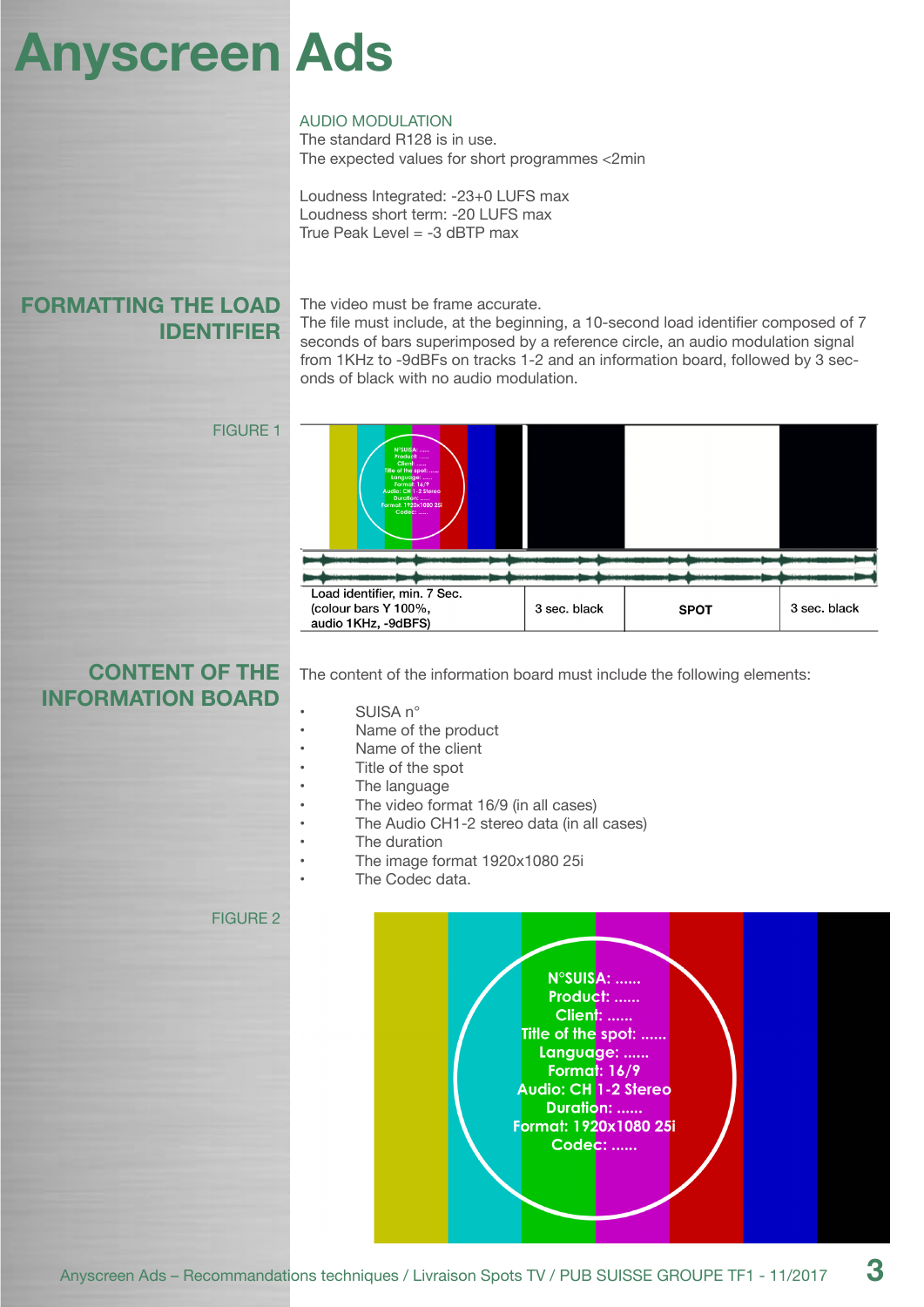# Anyscreen Ads

AUDIO MODULATION
The standard R128 is in use.
The expected values for short programmes <2min

Loudness Integrated: -23+0 LUFS max
Loudness short term: -20 LUFS max
True Peak Level = -3 dBTP max

## FORMATTING THE LOAD IDENTIFIER

The video must be frame accurate.
The file must include, at the beginning, a 10-second load identifier composed of 7 seconds of bars superimposed by a reference circle, an audio modulation signal from 1KHz to -9dBFs on tracks 1-2 and an information board, followed by 3 seconds of black with no audio modulation.

FIGURE 1

N°SUISA: ......
Product: ......
Client: ......
Title of the spot: ......
Language: ......
Format: 16/9
Audio: CH 1-2 Stereo
Duration: ......
Format: 1920x1080 25i
Codec: ......

Load identifier, min. 7 Sec. (colour bars Y 100%, audio 1KHz, -9dBFS)
3 sec. black
SPOT
3 sec. black

## CONTENT OF THE INFORMATION BOARD

The content of the information board must include the following elements:

- SUISA n°
- Name of the product
- Name of the client
- Title of the spot
- The language
- The video format 16/9 (in all cases)
- The Audio CH1-2 stereo data (in all cases)
- The duration
- The image format 1920x1080 25i
- The Codec data.

FIGURE 2

N°SUISA: ......
Product: ......
Client: ......
Title of the spot: ......
Language: ......
Format: 16/9
Audio: CH 1-2 Stereo
Duration: ......
Format: 1920x1080 25i
Codec: ......